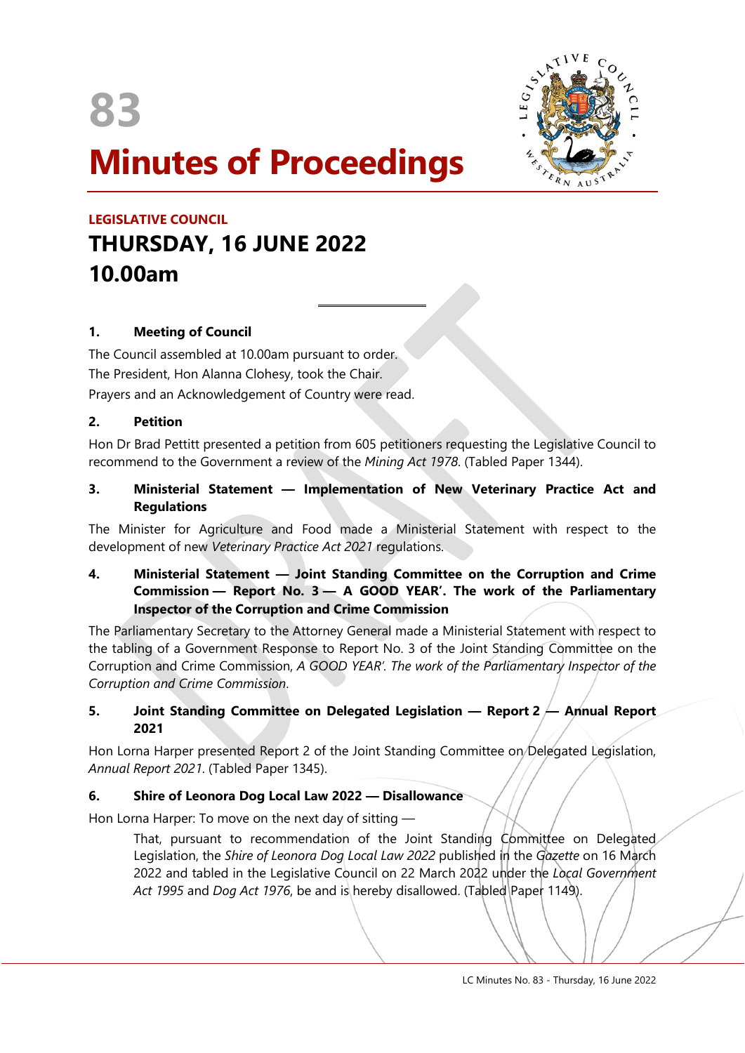# 83

# Minutes of Proceedings

**LEGISLATIVE COUNCIL**

## THURSDAY, 16 JUNE 2022
## 10.00am

---

### 1. Meeting of Council

The Council assembled at 10.00am pursuant to order.

The President, Hon Alanna Clohesy, took the Chair.

Prayers and an Acknowledgement of Country were read.

### 2. Petition

Hon Dr Brad Pettitt presented a petition from 605 petitioners requesting the Legislative Council to recommend to the Government a review of the *Mining Act 1978*. (Tabled Paper 1344).

### 3. Ministerial Statement — Implementation of New Veterinary Practice Act and Regulations

The Minister for Agriculture and Food made a Ministerial Statement with respect to the development of new *Veterinary Practice Act 2021* regulations.

### 4. Ministerial Statement — Joint Standing Committee on the Corruption and Crime Commission — Report No. 3 — A GOOD YEAR'. The work of the Parliamentary Inspector of the Corruption and Crime Commission

The Parliamentary Secretary to the Attorney General made a Ministerial Statement with respect to the tabling of a Government Response to Report No. 3 of the Joint Standing Committee on the Corruption and Crime Commission, *A GOOD YEAR'. The work of the Parliamentary Inspector of the Corruption and Crime Commission*.

### 5. Joint Standing Committee on Delegated Legislation — Report 2 — Annual Report 2021

Hon Lorna Harper presented Report 2 of the Joint Standing Committee on Delegated Legislation, *Annual Report 2021*. (Tabled Paper 1345).

### 6. Shire of Leonora Dog Local Law 2022 — Disallowance

Hon Lorna Harper: To move on the next day of sitting —

> That, pursuant to recommendation of the Joint Standing Committee on Delegated Legislation, the *Shire of Leonora Dog Local Law 2022* published in the *Gazette* on 16 March 2022 and tabled in the Legislative Council on 22 March 2022 under the *Local Government Act 1995* and *Dog Act 1976*, be and is hereby disallowed. (Tabled Paper 1149).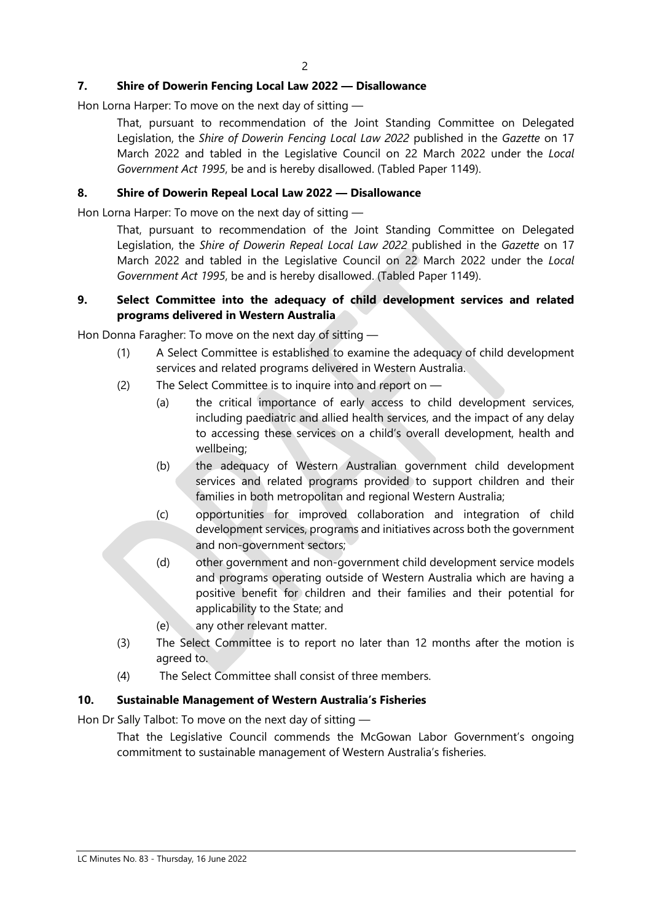### 7. Shire of Dowerin Fencing Local Law 2022 — Disallowance

Hon Lorna Harper: To move on the next day of sitting —

> That, pursuant to recommendation of the Joint Standing Committee on Delegated Legislation, the *Shire of Dowerin Fencing Local Law 2022* published in the *Gazette* on 17 March 2022 and tabled in the Legislative Council on 22 March 2022 under the *Local Government Act 1995*, be and is hereby disallowed. (Tabled Paper 1149).

### 8. Shire of Dowerin Repeal Local Law 2022 — Disallowance

Hon Lorna Harper: To move on the next day of sitting —

> That, pursuant to recommendation of the Joint Standing Committee on Delegated Legislation, the *Shire of Dowerin Repeal Local Law 2022* published in the *Gazette* on 17 March 2022 and tabled in the Legislative Council on 22 March 2022 under the *Local Government Act 1995*, be and is hereby disallowed. (Tabled Paper 1149).

### 9. Select Committee into the adequacy of child development services and related programs delivered in Western Australia

Hon Donna Faragher: To move on the next day of sitting —

(1) A Select Committee is established to examine the adequacy of child development services and related programs delivered in Western Australia.

(2) The Select Committee is to inquire into and report on —

  (a) the critical importance of early access to child development services, including paediatric and allied health services, and the impact of any delay to accessing these services on a child's overall development, health and wellbeing;

  (b) the adequacy of Western Australian government child development services and related programs provided to support children and their families in both metropolitan and regional Western Australia;

  (c) opportunities for improved collaboration and integration of child development services, programs and initiatives across both the government and non-government sectors;

  (d) other government and non-government child development service models and programs operating outside of Western Australia which are having a positive benefit for children and their families and their potential for applicability to the State; and

  (e) any other relevant matter.

(3) The Select Committee is to report no later than 12 months after the motion is agreed to.

(4) The Select Committee shall consist of three members.

### 10. Sustainable Management of Western Australia's Fisheries

Hon Dr Sally Talbot: To move on the next day of sitting —

> That the Legislative Council commends the McGowan Labor Government's ongoing commitment to sustainable management of Western Australia's fisheries.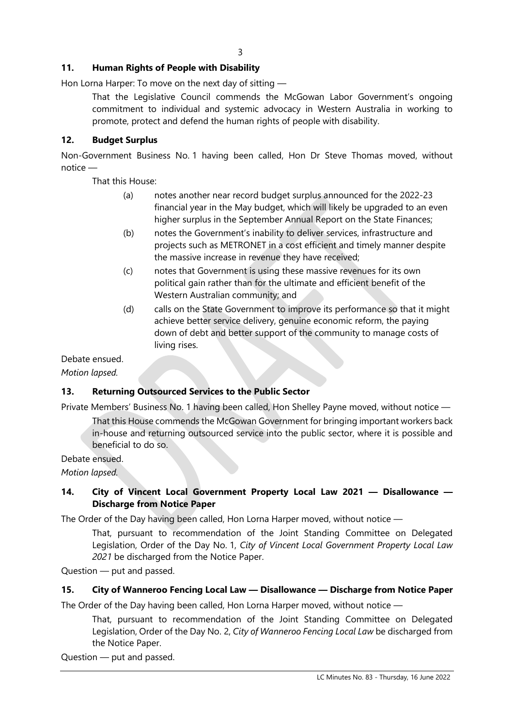## 11. Human Rights of People with Disability

Hon Lorna Harper: To move on the next day of sitting —

> That the Legislative Council commends the McGowan Labor Government's ongoing commitment to individual and systemic advocacy in Western Australia in working to promote, protect and defend the human rights of people with disability.

## 12. Budget Surplus

Non-Government Business No. 1 having been called, Hon Dr Steve Thomas moved, without notice —

> That this House:
>
> (a) notes another near record budget surplus announced for the 2022-23 financial year in the May budget, which will likely be upgraded to an even higher surplus in the September Annual Report on the State Finances;
>
> (b) notes the Government's inability to deliver services, infrastructure and projects such as METRONET in a cost efficient and timely manner despite the massive increase in revenue they have received;
>
> (c) notes that Government is using these massive revenues for its own political gain rather than for the ultimate and efficient benefit of the Western Australian community; and
>
> (d) calls on the State Government to improve its performance so that it might achieve better service delivery, genuine economic reform, the paying down of debt and better support of the community to manage costs of living rises.

Debate ensued.

*Motion lapsed.*

## 13. Returning Outsourced Services to the Public Sector

Private Members' Business No. 1 having been called, Hon Shelley Payne moved, without notice —

> That this House commends the McGowan Government for bringing important workers back in-house and returning outsourced service into the public sector, where it is possible and beneficial to do so.

Debate ensued.

*Motion lapsed.*

## 14. City of Vincent Local Government Property Local Law 2021 — Disallowance — Discharge from Notice Paper

The Order of the Day having been called, Hon Lorna Harper moved, without notice —

> That, pursuant to recommendation of the Joint Standing Committee on Delegated Legislation, Order of the Day No. 1, *City of Vincent Local Government Property Local Law 2021* be discharged from the Notice Paper.

Question — put and passed.

## 15. City of Wanneroo Fencing Local Law — Disallowance — Discharge from Notice Paper

The Order of the Day having been called, Hon Lorna Harper moved, without notice —

> That, pursuant to recommendation of the Joint Standing Committee on Delegated Legislation, Order of the Day No. 2, *City of Wanneroo Fencing Local Law* be discharged from the Notice Paper.

Question — put and passed.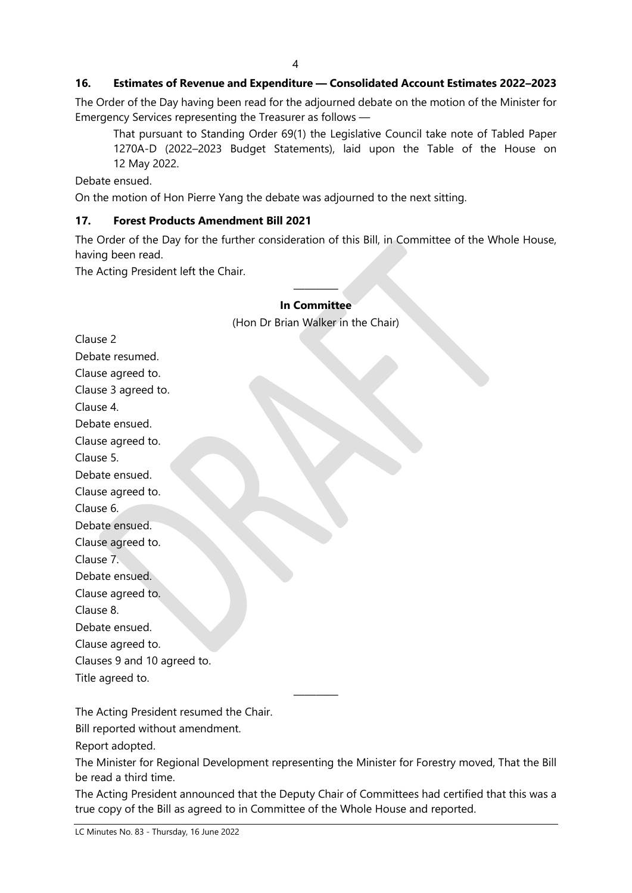### 16. Estimates of Revenue and Expenditure — Consolidated Account Estimates 2022–2023

The Order of the Day having been read for the adjourned debate on the motion of the Minister for Emergency Services representing the Treasurer as follows —

> That pursuant to Standing Order 69(1) the Legislative Council take note of Tabled Paper 1270A-D (2022–2023 Budget Statements), laid upon the Table of the House on 12 May 2022.

Debate ensued.

On the motion of Hon Pierre Yang the debate was adjourned to the next sitting.

### 17. Forest Products Amendment Bill 2021

The Order of the Day for the further consideration of this Bill, in Committee of the Whole House, having been read.

The Acting President left the Chair.

---

**In Committee**

(Hon Dr Brian Walker in the Chair)

Clause 2

Debate resumed.

Clause agreed to.

Clause 3 agreed to.

Clause 4.

Debate ensued.

Clause agreed to.

Clause 5.

Debate ensued.

Clause agreed to.

Clause 6.

Debate ensued.

Clause agreed to.

Clause 7.

Debate ensued.

Clause agreed to.

Clause 8.

Debate ensued.

Clause agreed to.

Clauses 9 and 10 agreed to.

Title agreed to.

---

The Acting President resumed the Chair.

Bill reported without amendment.

Report adopted.

The Minister for Regional Development representing the Minister for Forestry moved, That the Bill be read a third time.

The Acting President announced that the Deputy Chair of Committees had certified that this was a true copy of the Bill as agreed to in Committee of the Whole House and reported.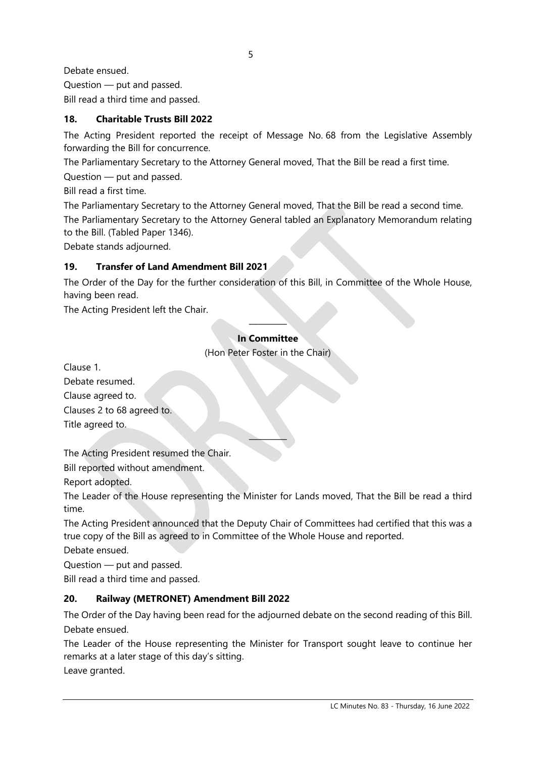Debate ensued.

Question — put and passed.

Bill read a third time and passed.

### 18. Charitable Trusts Bill 2022

The Acting President reported the receipt of Message No. 68 from the Legislative Assembly forwarding the Bill for concurrence.

The Parliamentary Secretary to the Attorney General moved, That the Bill be read a first time.

Question — put and passed.

Bill read a first time.

The Parliamentary Secretary to the Attorney General moved, That the Bill be read a second time.

The Parliamentary Secretary to the Attorney General tabled an Explanatory Memorandum relating to the Bill. (Tabled Paper 1346).

Debate stands adjourned.

### 19. Transfer of Land Amendment Bill 2021

The Order of the Day for the further consideration of this Bill, in Committee of the Whole House, having been read.

The Acting President left the Chair.

---

**In Committee**

(Hon Peter Foster in the Chair)

Clause 1.

Debate resumed.

Clause agreed to.

Clauses 2 to 68 agreed to.

Title agreed to.

---

The Acting President resumed the Chair.

Bill reported without amendment.

Report adopted.

The Leader of the House representing the Minister for Lands moved, That the Bill be read a third time.

The Acting President announced that the Deputy Chair of Committees had certified that this was a true copy of the Bill as agreed to in Committee of the Whole House and reported.

Debate ensued.

Question — put and passed.

Bill read a third time and passed.

### 20. Railway (METRONET) Amendment Bill 2022

The Order of the Day having been read for the adjourned debate on the second reading of this Bill.

Debate ensued.

The Leader of the House representing the Minister for Transport sought leave to continue her remarks at a later stage of this day's sitting.

Leave granted.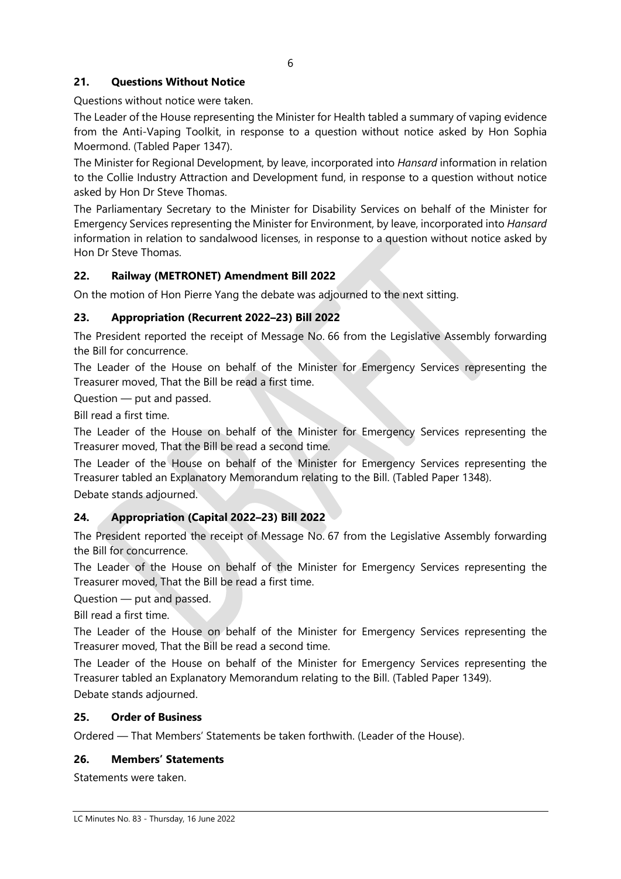## 21. Questions Without Notice

Questions without notice were taken.

The Leader of the House representing the Minister for Health tabled a summary of vaping evidence from the Anti-Vaping Toolkit, in response to a question without notice asked by Hon Sophia Moermond. (Tabled Paper 1347).

The Minister for Regional Development, by leave, incorporated into *Hansard* information in relation to the Collie Industry Attraction and Development fund, in response to a question without notice asked by Hon Dr Steve Thomas.

The Parliamentary Secretary to the Minister for Disability Services on behalf of the Minister for Emergency Services representing the Minister for Environment, by leave, incorporated into *Hansard* information in relation to sandalwood licenses, in response to a question without notice asked by Hon Dr Steve Thomas.

## 22. Railway (METRONET) Amendment Bill 2022

On the motion of Hon Pierre Yang the debate was adjourned to the next sitting.

## 23. Appropriation (Recurrent 2022–23) Bill 2022

The President reported the receipt of Message No. 66 from the Legislative Assembly forwarding the Bill for concurrence.

The Leader of the House on behalf of the Minister for Emergency Services representing the Treasurer moved, That the Bill be read a first time.

Question — put and passed.

Bill read a first time.

The Leader of the House on behalf of the Minister for Emergency Services representing the Treasurer moved, That the Bill be read a second time.

The Leader of the House on behalf of the Minister for Emergency Services representing the Treasurer tabled an Explanatory Memorandum relating to the Bill. (Tabled Paper 1348).

Debate stands adjourned.

## 24. Appropriation (Capital 2022–23) Bill 2022

The President reported the receipt of Message No. 67 from the Legislative Assembly forwarding the Bill for concurrence.

The Leader of the House on behalf of the Minister for Emergency Services representing the Treasurer moved, That the Bill be read a first time.

Question — put and passed.

Bill read a first time.

The Leader of the House on behalf of the Minister for Emergency Services representing the Treasurer moved, That the Bill be read a second time.

The Leader of the House on behalf of the Minister for Emergency Services representing the Treasurer tabled an Explanatory Memorandum relating to the Bill. (Tabled Paper 1349).

Debate stands adjourned.

## 25. Order of Business

Ordered — That Members' Statements be taken forthwith. (Leader of the House).

## 26. Members' Statements

Statements were taken.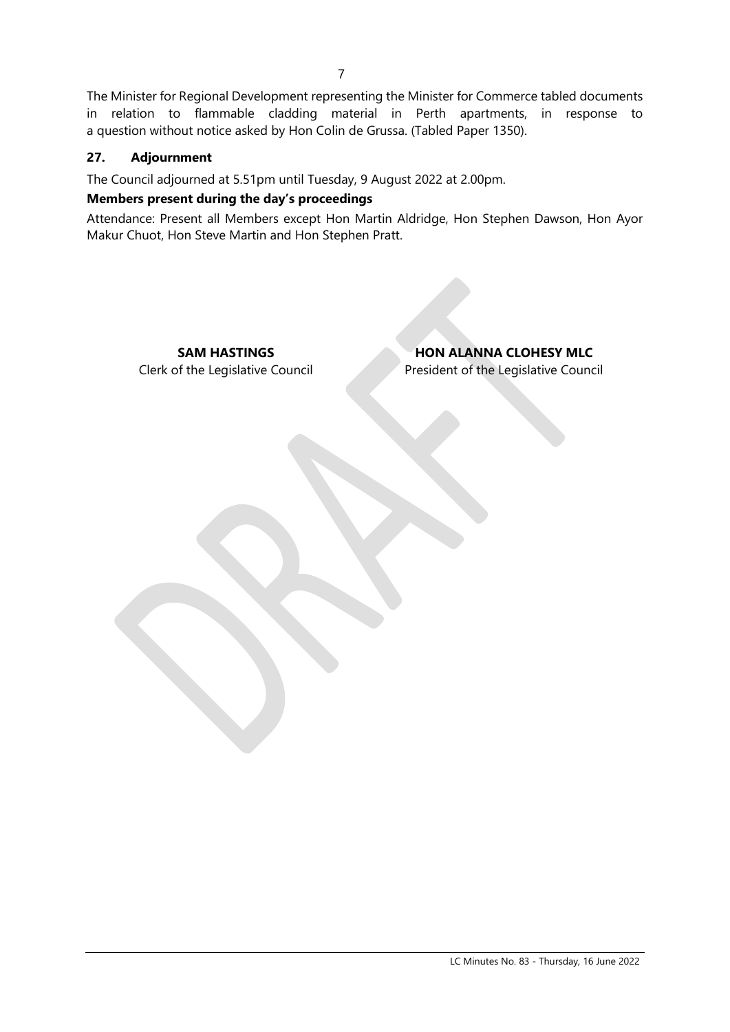The Minister for Regional Development representing the Minister for Commerce tabled documents in relation to flammable cladding material in Perth apartments, in response to a question without notice asked by Hon Colin de Grussa. (Tabled Paper 1350).

## 27. Adjournment

The Council adjourned at 5.51pm until Tuesday, 9 August 2022 at 2.00pm.

**Members present during the day's proceedings**

Attendance: Present all Members except Hon Martin Aldridge, Hon Stephen Dawson, Hon Ayor Makur Chuot, Hon Steve Martin and Hon Stephen Pratt.

**SAM HASTINGS**
Clerk of the Legislative Council

**HON ALANNA CLOHESY MLC**
President of the Legislative Council